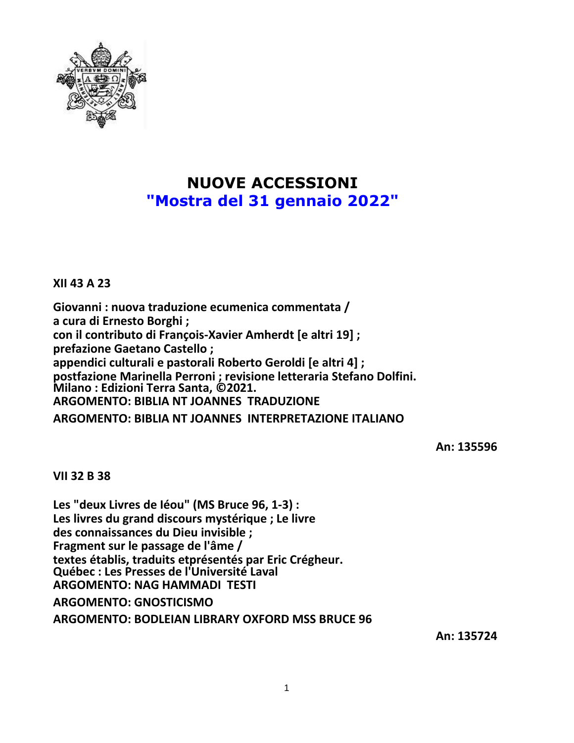# NUOVE ACCESSIONI
## "Mostra del 31 gennaio 2022"

**XII 43 A 23**

**Giovanni : nuova traduzione ecumenica commentata /**
**a cura di Ernesto Borghi ;**
**con il contributo di François-Xavier Amherdt [e altri 19] ;**
**prefazione Gaetano Castello ;**
**appendici culturali e pastorali Roberto Geroldi [e altri 4] ;**
**postfazione Marinella Perroni ; revisione letteraria Stefano Dolfini.**
**Milano : Edizioni Terra Santa, ©2021.**
**ARGOMENTO: BIBLIA NT JOANNES TRADUZIONE**
**ARGOMENTO: BIBLIA NT JOANNES INTERPRETAZIONE ITALIANO**

**An: 135596**

**VII 32 B 38**

**Les "deux Livres de Iéou" (MS Bruce 96, 1-3) :**
**Les livres du grand discours mystérique ; Le livre**
**des connaissances du Dieu invisible ;**
**Fragment sur le passage de l'âme /**
**textes établis, traduits etprésentés par Eric Crégheur.**
**Québec : Les Presses de l'Université Laval**
**ARGOMENTO: NAG HAMMADI TESTI**
**ARGOMENTO: GNOSTICISMO**
**ARGOMENTO: BODLEIAN LIBRARY OXFORD MSS BRUCE 96**

**An: 135724**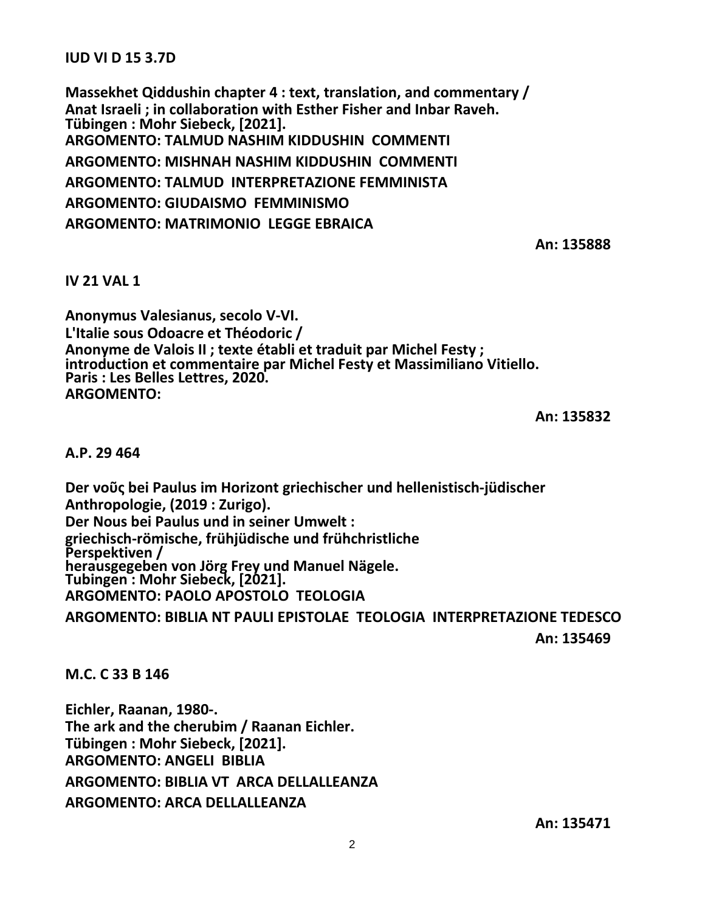**IUD VI D 15 3.7D**

**Massekhet Qiddushin chapter 4 : text, translation, and commentary /**
**Anat Israeli ; in collaboration with Esther Fisher and Inbar Raveh.**
**Tübingen : Mohr Siebeck, [2021].**
**ARGOMENTO: TALMUD NASHIM KIDDUSHIN COMMENTI**
**ARGOMENTO: MISHNAH NASHIM KIDDUSHIN COMMENTI**
**ARGOMENTO: TALMUD INTERPRETAZIONE FEMMINISTA**
**ARGOMENTO: GIUDAISMO FEMMINISMO**
**ARGOMENTO: MATRIMONIO LEGGE EBRAICA**

**An: 135888**

**IV 21 VAL 1**

**Anonymus Valesianus, secolo V-VI.**
**L'Italie sous Odoacre et Théodoric /**
**Anonyme de Valois II ; texte établi et traduit par Michel Festy ;**
**introduction et commentaire par Michel Festy et Massimiliano Vitiello.**
**Paris : Les Belles Lettres, 2020.**
**ARGOMENTO:**

**An: 135832**

**A.P. 29 464**

**Der νοῦς bei Paulus im Horizont griechischer und hellenistisch-jüdischer Anthropologie, (2019 : Zurigo).**
**Der Nous bei Paulus und in seiner Umwelt :**
**griechisch-römische, frühjüdische und frühchristliche Perspektiven /**
**herausgegeben von Jörg Frey und Manuel Nägele.**
**Tubingen : Mohr Siebeck, [2021].**
**ARGOMENTO: PAOLO APOSTOLO TEOLOGIA**
**ARGOMENTO: BIBLIA NT PAULI EPISTOLAE TEOLOGIA INTERPRETAZIONE TEDESCO**

**An: 135469**

**M.C. C 33 B 146**

**Eichler, Raanan, 1980-.**
**The ark and the cherubim / Raanan Eichler.**
**Tübingen : Mohr Siebeck, [2021].**
**ARGOMENTO: ANGELI BIBLIA**
**ARGOMENTO: BIBLIA VT ARCA DELLALLEANZA**
**ARGOMENTO: ARCA DELLALLEANZA**

**An: 135471**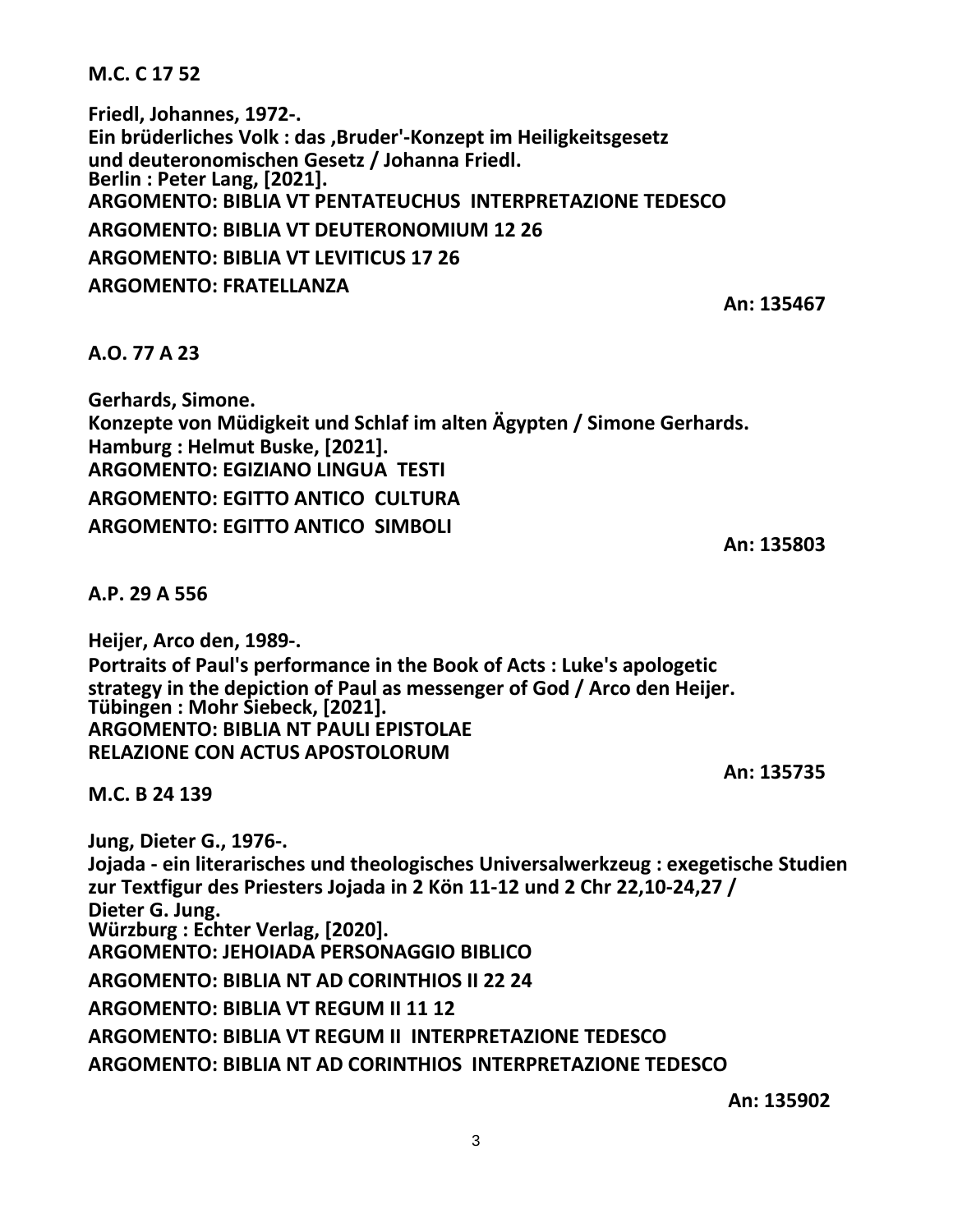**M.C. C 17 52**

**Friedl, Johannes, 1972-.**
**Ein brüderliches Volk : das ‚Bruder'-Konzept im Heiligkeitsgesetz und deuteronomischen Gesetz / Johanna Friedl.**
**Berlin : Peter Lang, [2021].**
**ARGOMENTO: BIBLIA VT PENTATEUCHUS INTERPRETAZIONE TEDESCO**
**ARGOMENTO: BIBLIA VT DEUTERONOMIUM 12 26**
**ARGOMENTO: BIBLIA VT LEVITICUS 17 26**
**ARGOMENTO: FRATELLANZA**

**An: 135467**

**A.O. 77 A 23**

**Gerhards, Simone.**
**Konzepte von Müdigkeit und Schlaf im alten Ägypten / Simone Gerhards.**
**Hamburg : Helmut Buske, [2021].**
**ARGOMENTO: EGIZIANO LINGUA TESTI**
**ARGOMENTO: EGITTO ANTICO CULTURA**
**ARGOMENTO: EGITTO ANTICO SIMBOLI**

**An: 135803**

**A.P. 29 A 556**

**Heijer, Arco den, 1989-.**
**Portraits of Paul's performance in the Book of Acts : Luke's apologetic strategy in the depiction of Paul as messenger of God / Arco den Heijer.**
**Tübingen : Mohr Siebeck, [2021].**
**ARGOMENTO: BIBLIA NT PAULI EPISTOLAE RELAZIONE CON ACTUS APOSTOLORUM**

**An: 135735**

**M.C. B 24 139**

**Jung, Dieter G., 1976-.**
**Jojada - ein literarisches und theologisches Universalwerkzeug : exegetische Studien zur Textfigur des Priesters Jojada in 2 Kön 11-12 und 2 Chr 22,10-24,27 / Dieter G. Jung.**
**Würzburg : Echter Verlag, [2020].**
**ARGOMENTO: JEHOIADA PERSONAGGIO BIBLICO**
**ARGOMENTO: BIBLIA NT AD CORINTHIOS II 22 24**
**ARGOMENTO: BIBLIA VT REGUM II 11 12**
**ARGOMENTO: BIBLIA VT REGUM II INTERPRETAZIONE TEDESCO**
**ARGOMENTO: BIBLIA NT AD CORINTHIOS INTERPRETAZIONE TEDESCO**

**An: 135902**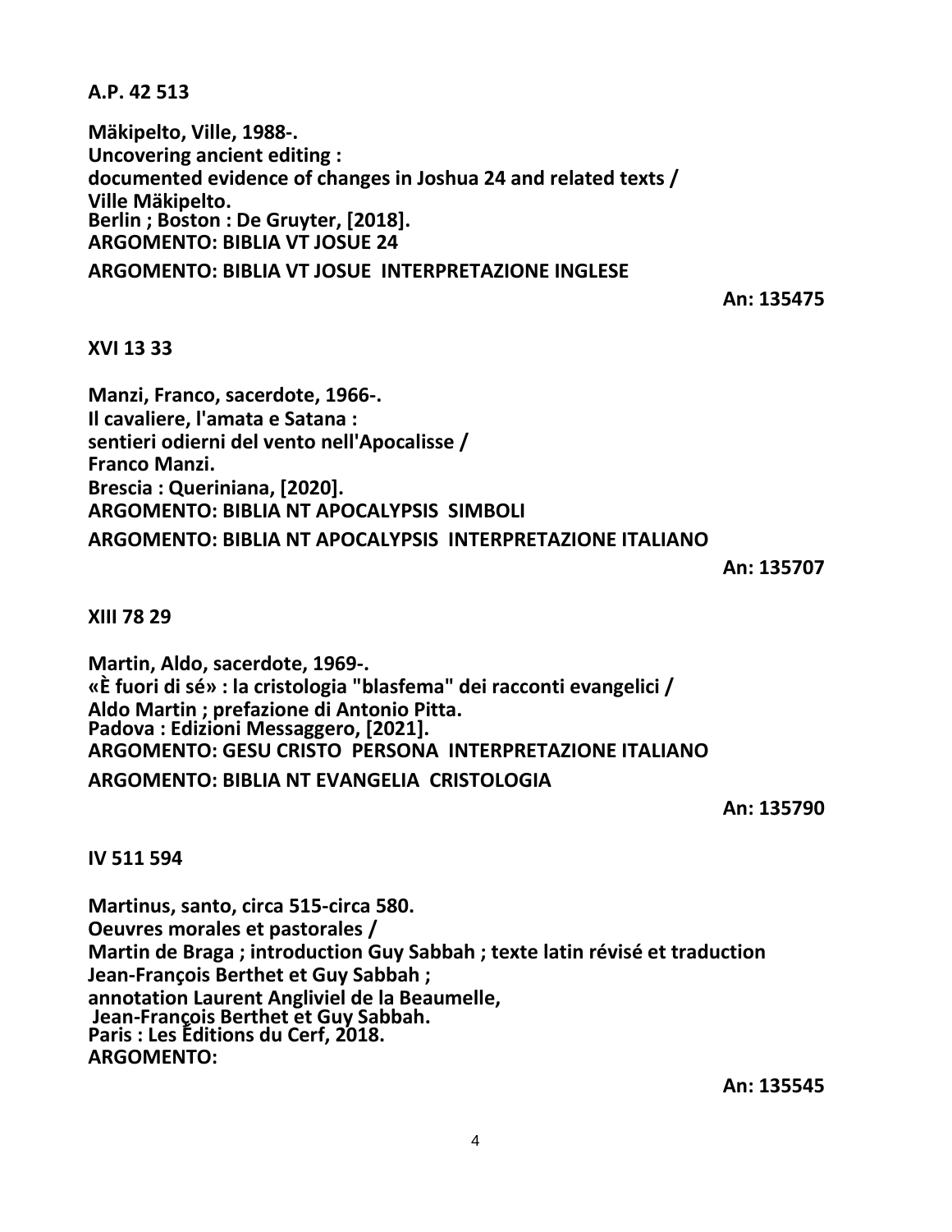**A.P. 42 513**

**Mäkipelto, Ville, 1988-.**
**Uncovering ancient editing :**
**documented evidence of changes in Joshua 24 and related texts /**
**Ville Mäkipelto.**
**Berlin ; Boston : De Gruyter, [2018].**
**ARGOMENTO: BIBLIA VT JOSUE 24**
**ARGOMENTO: BIBLIA VT JOSUE INTERPRETAZIONE INGLESE**

**An: 135475**

**XVI 13 33**

**Manzi, Franco, sacerdote, 1966-.**
**Il cavaliere, l'amata e Satana :**
**sentieri odierni del vento nell'Apocalisse /**
**Franco Manzi.**
**Brescia : Queriniana, [2020].**
**ARGOMENTO: BIBLIA NT APOCALYPSIS SIMBOLI**
**ARGOMENTO: BIBLIA NT APOCALYPSIS INTERPRETAZIONE ITALIANO**

**An: 135707**

**XIII 78 29**

**Martin, Aldo, sacerdote, 1969-.**
**«È fuori di sé» : la cristologia "blasfema" dei racconti evangelici /**
**Aldo Martin ; prefazione di Antonio Pitta.**
**Padova : Edizioni Messaggero, [2021].**
**ARGOMENTO: GESU CRISTO PERSONA INTERPRETAZIONE ITALIANO**
**ARGOMENTO: BIBLIA NT EVANGELIA CRISTOLOGIA**

**An: 135790**

**IV 511 594**

**Martinus, santo, circa 515-circa 580.**
**Oeuvres morales et pastorales /**
**Martin de Braga ; introduction Guy Sabbah ; texte latin révisé et traduction**
**Jean-François Berthet et Guy Sabbah ;**
**annotation Laurent Angliviel de la Beaumelle,**
**Jean-François Berthet et Guy Sabbah.**
**Paris : Les Éditions du Cerf, 2018.**
**ARGOMENTO:**

**An: 135545**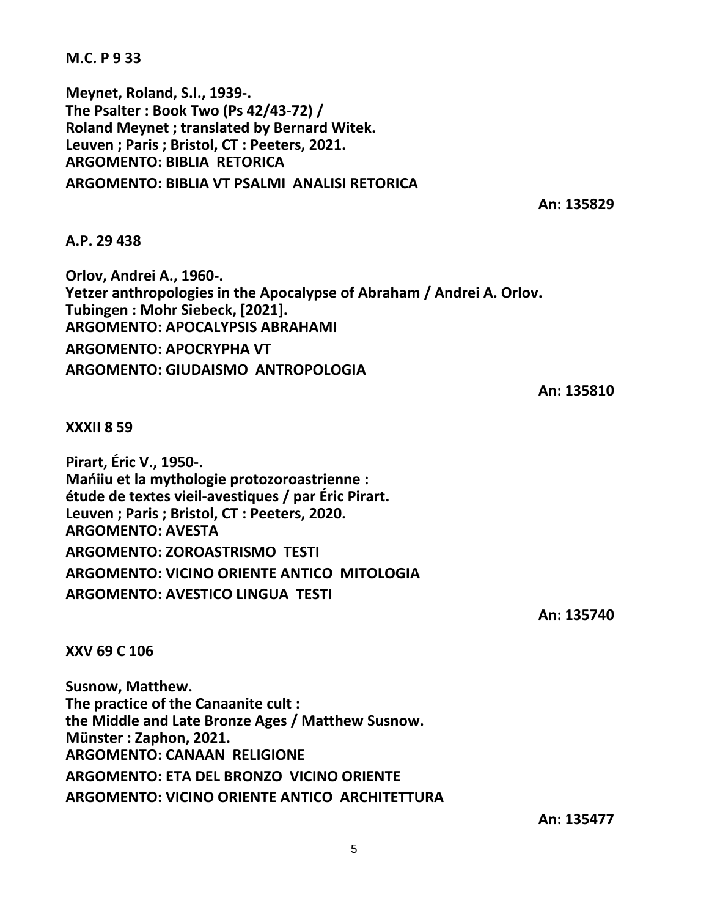**M.C. P 9 33**

**Meynet, Roland, S.I., 1939-.**
**The Psalter : Book Two (Ps 42/43-72) /**
**Roland Meynet ; translated by Bernard Witek.**
**Leuven ; Paris ; Bristol, CT : Peeters, 2021.**
**ARGOMENTO: BIBLIA RETORICA**
**ARGOMENTO: BIBLIA VT PSALMI ANALISI RETORICA**

**An: 135829**

**A.P. 29 438**

**Orlov, Andrei A., 1960-.**
**Yetzer anthropologies in the Apocalypse of Abraham / Andrei A. Orlov.**
**Tubingen : Mohr Siebeck, [2021].**
**ARGOMENTO: APOCALYPSIS ABRAHAMI**
**ARGOMENTO: APOCRYPHA VT**
**ARGOMENTO: GIUDAISMO ANTROPOLOGIA**

**An: 135810**

**XXXII 8 59**

**Pirart, Éric V., 1950-.**
**Mańiiu et la mythologie protozoroastrienne :**
**étude de textes vieil-avestiques / par Éric Pirart.**
**Leuven ; Paris ; Bristol, CT : Peeters, 2020.**
**ARGOMENTO: AVESTA**
**ARGOMENTO: ZOROASTRISMO TESTI**
**ARGOMENTO: VICINO ORIENTE ANTICO MITOLOGIA**
**ARGOMENTO: AVESTICO LINGUA TESTI**

**An: 135740**

**XXV 69 C 106**

**Susnow, Matthew.**
**The practice of the Canaanite cult :**
**the Middle and Late Bronze Ages / Matthew Susnow.**
**Münster : Zaphon, 2021.**
**ARGOMENTO: CANAAN RELIGIONE**
**ARGOMENTO: ETA DEL BRONZO VICINO ORIENTE**
**ARGOMENTO: VICINO ORIENTE ANTICO ARCHITETTURA**

**An: 135477**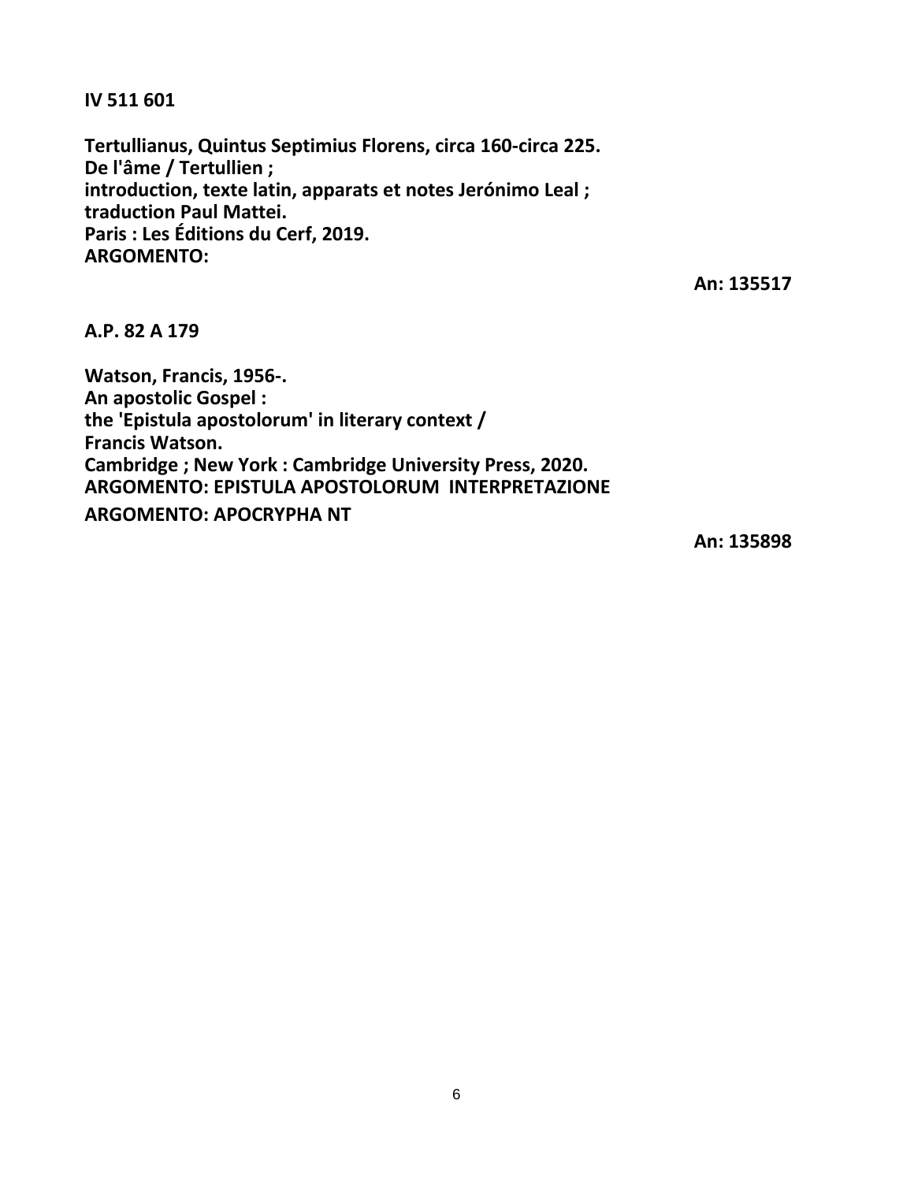**IV 511 601**

**Tertullianus, Quintus Septimius Florens, circa 160-circa 225.**
**De l'âme / Tertullien ;**
**introduction, texte latin, apparats et notes Jerónimo Leal ;**
**traduction Paul Mattei.**
**Paris : Les Éditions du Cerf, 2019.**
**ARGOMENTO:**

**An: 135517**

**A.P. 82 A 179**

**Watson, Francis, 1956-.**
**An apostolic Gospel :**
**the 'Epistula apostolorum' in literary context /**
**Francis Watson.**
**Cambridge ; New York : Cambridge University Press, 2020.**
**ARGOMENTO: EPISTULA APOSTOLORUM INTERPRETAZIONE**
**ARGOMENTO: APOCRYPHA NT**

**An: 135898**